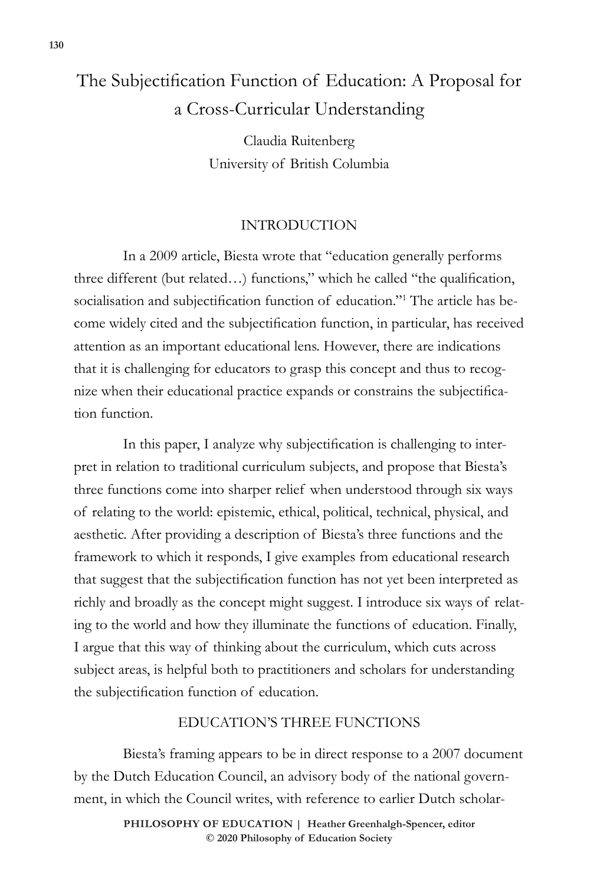# The Subjectification Function of Education: A Proposal for a Cross-Curricular Understanding

Claudia Ruitenberg
University of British Columbia

## INTRODUCTION

In a 2009 article, Biesta wrote that "education generally performs three different (but related…) functions," which he called "the qualification, socialisation and subjectification function of education."[1] The article has become widely cited and the subjectification function, in particular, has received attention as an important educational lens. However, there are indications that it is challenging for educators to grasp this concept and thus to recognize when their educational practice expands or constrains the subjectification function.

In this paper, I analyze why subjectification is challenging to interpret in relation to traditional curriculum subjects, and propose that Biesta's three functions come into sharper relief when understood through six ways of relating to the world: epistemic, ethical, political, technical, physical, and aesthetic. After providing a description of Biesta's three functions and the framework to which it responds, I give examples from educational research that suggest that the subjectification function has not yet been interpreted as richly and broadly as the concept might suggest. I introduce six ways of relating to the world and how they illuminate the functions of education. Finally, I argue that this way of thinking about the curriculum, which cuts across subject areas, is helpful both to practitioners and scholars for understanding the subjectification function of education.

## EDUCATION'S THREE FUNCTIONS

Biesta's framing appears to be in direct response to a 2007 document by the Dutch Education Council, an advisory body of the national government, in which the Council writes, with reference to earlier Dutch scholar-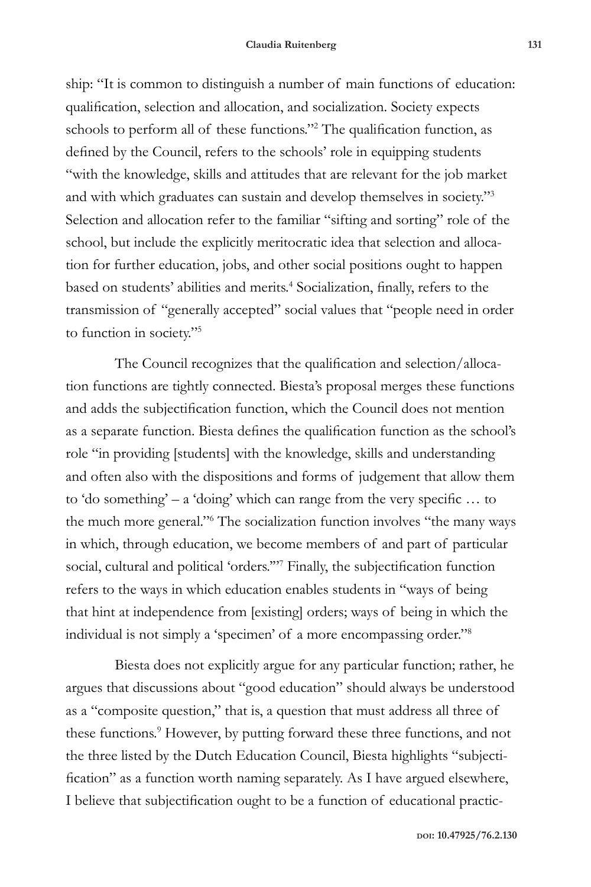ship: "It is common to distinguish a number of main functions of education: qualification, selection and allocation, and socialization. Society expects schools to perform all of these functions."[2] The qualification function, as defined by the Council, refers to the schools' role in equipping students "with the knowledge, skills and attitudes that are relevant for the job market and with which graduates can sustain and develop themselves in society."[3] Selection and allocation refer to the familiar "sifting and sorting" role of the school, but include the explicitly meritocratic idea that selection and allocation for further education, jobs, and other social positions ought to happen based on students' abilities and merits.[4] Socialization, finally, refers to the transmission of "generally accepted" social values that "people need in order to function in society."[5]

The Council recognizes that the qualification and selection/allocation functions are tightly connected. Biesta's proposal merges these functions and adds the subjectification function, which the Council does not mention as a separate function. Biesta defines the qualification function as the school's role "in providing [students] with the knowledge, skills and understanding and often also with the dispositions and forms of judgement that allow them to 'do something' – a 'doing' which can range from the very specific … to the much more general."[6] The socialization function involves "the many ways in which, through education, we become members of and part of particular social, cultural and political 'orders.'"[7] Finally, the subjectification function refers to the ways in which education enables students in "ways of being that hint at independence from [existing] orders; ways of being in which the individual is not simply a 'specimen' of a more encompassing order."[8]

Biesta does not explicitly argue for any particular function; rather, he argues that discussions about "good education" should always be understood as a "composite question," that is, a question that must address all three of these functions.[9] However, by putting forward these three functions, and not the three listed by the Dutch Education Council, Biesta highlights "subjectification" as a function worth naming separately. As I have argued elsewhere, I believe that subjectification ought to be a function of educational practic-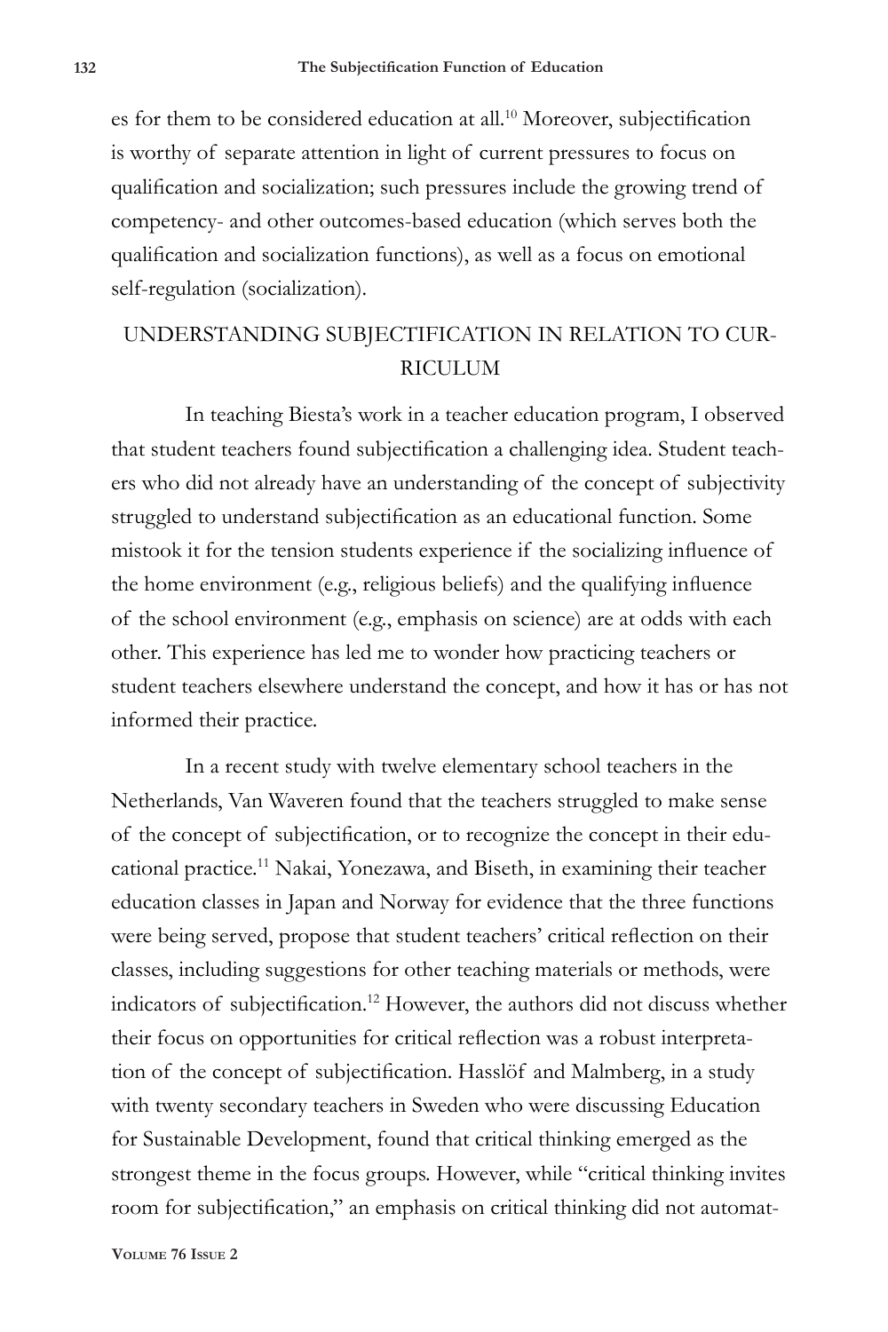es for them to be considered education at all.[10] Moreover, subjectification is worthy of separate attention in light of current pressures to focus on qualification and socialization; such pressures include the growing trend of competency- and other outcomes-based education (which serves both the qualification and socialization functions), as well as a focus on emotional self-regulation (socialization).

## UNDERSTANDING SUBJECTIFICATION IN RELATION TO CURRICULUM

In teaching Biesta's work in a teacher education program, I observed that student teachers found subjectification a challenging idea. Student teachers who did not already have an understanding of the concept of subjectivity struggled to understand subjectification as an educational function. Some mistook it for the tension students experience if the socializing influence of the home environment (e.g., religious beliefs) and the qualifying influence of the school environment (e.g., emphasis on science) are at odds with each other. This experience has led me to wonder how practicing teachers or student teachers elsewhere understand the concept, and how it has or has not informed their practice.

In a recent study with twelve elementary school teachers in the Netherlands, Van Waveren found that the teachers struggled to make sense of the concept of subjectification, or to recognize the concept in their educational practice.[11] Nakai, Yonezawa, and Biseth, in examining their teacher education classes in Japan and Norway for evidence that the three functions were being served, propose that student teachers' critical reflection on their classes, including suggestions for other teaching materials or methods, were indicators of subjectification.[12] However, the authors did not discuss whether their focus on opportunities for critical reflection was a robust interpretation of the concept of subjectification. Hasslöf and Malmberg, in a study with twenty secondary teachers in Sweden who were discussing Education for Sustainable Development, found that critical thinking emerged as the strongest theme in the focus groups. However, while "critical thinking invites room for subjectification," an emphasis on critical thinking did not automat-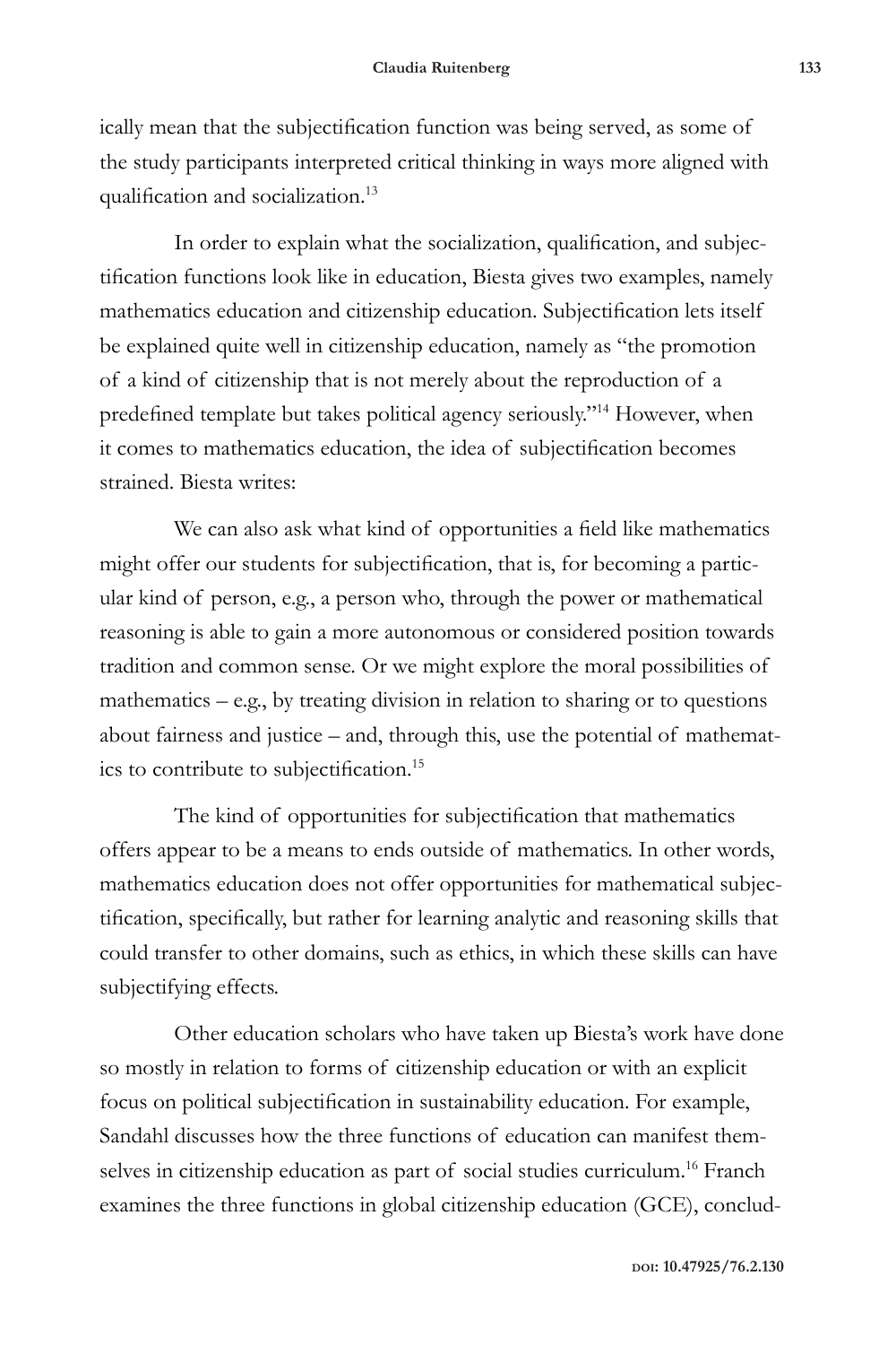ically mean that the subjectification function was being served, as some of the study participants interpreted critical thinking in ways more aligned with qualification and socialization.[13]

In order to explain what the socialization, qualification, and subjectification functions look like in education, Biesta gives two examples, namely mathematics education and citizenship education. Subjectification lets itself be explained quite well in citizenship education, namely as "the promotion of a kind of citizenship that is not merely about the reproduction of a predefined template but takes political agency seriously."[14] However, when it comes to mathematics education, the idea of subjectification becomes strained. Biesta writes:

> We can also ask what kind of opportunities a field like mathematics might offer our students for subjectification, that is, for becoming a particular kind of person, e.g., a person who, through the power or mathematical reasoning is able to gain a more autonomous or considered position towards tradition and common sense. Or we might explore the moral possibilities of mathematics – e.g., by treating division in relation to sharing or to questions about fairness and justice – and, through this, use the potential of mathematics to contribute to subjectification.[15]

The kind of opportunities for subjectification that mathematics offers appear to be a means to ends outside of mathematics. In other words, mathematics education does not offer opportunities for mathematical subjectification, specifically, but rather for learning analytic and reasoning skills that could transfer to other domains, such as ethics, in which these skills can have subjectifying effects.

Other education scholars who have taken up Biesta's work have done so mostly in relation to forms of citizenship education or with an explicit focus on political subjectification in sustainability education. For example, Sandahl discusses how the three functions of education can manifest themselves in citizenship education as part of social studies curriculum.[16] Franch examines the three functions in global citizenship education (GCE), conclud-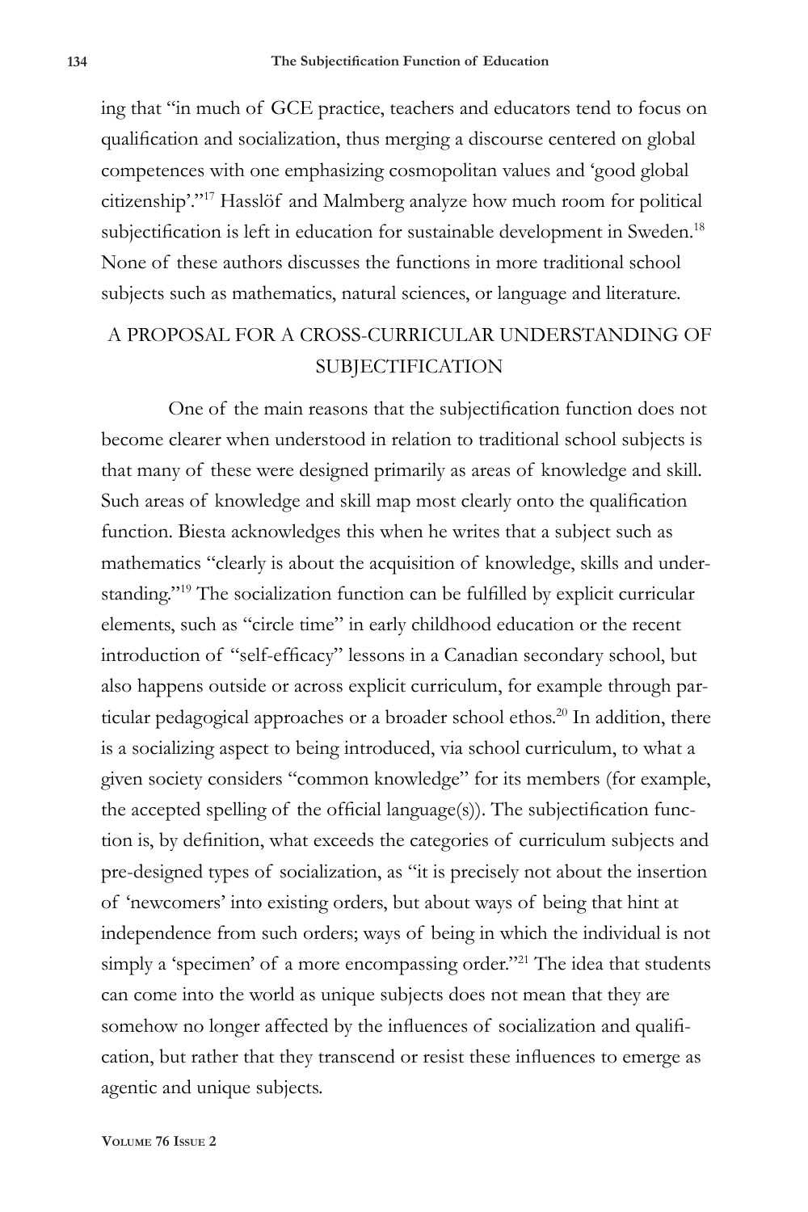ing that "in much of GCE practice, teachers and educators tend to focus on qualification and socialization, thus merging a discourse centered on global competences with one emphasizing cosmopolitan values and 'good global citizenship'."[17] Hasslöf and Malmberg analyze how much room for political subjectification is left in education for sustainable development in Sweden.[18] None of these authors discusses the functions in more traditional school subjects such as mathematics, natural sciences, or language and literature.

## A PROPOSAL FOR A CROSS-CURRICULAR UNDERSTANDING OF SUBJECTIFICATION

One of the main reasons that the subjectification function does not become clearer when understood in relation to traditional school subjects is that many of these were designed primarily as areas of knowledge and skill. Such areas of knowledge and skill map most clearly onto the qualification function. Biesta acknowledges this when he writes that a subject such as mathematics "clearly is about the acquisition of knowledge, skills and understanding."[19] The socialization function can be fulfilled by explicit curricular elements, such as "circle time" in early childhood education or the recent introduction of "self-efficacy" lessons in a Canadian secondary school, but also happens outside or across explicit curriculum, for example through particular pedagogical approaches or a broader school ethos.[20] In addition, there is a socializing aspect to being introduced, via school curriculum, to what a given society considers "common knowledge" for its members (for example, the accepted spelling of the official language(s)). The subjectification function is, by definition, what exceeds the categories of curriculum subjects and pre-designed types of socialization, as "it is precisely not about the insertion of 'newcomers' into existing orders, but about ways of being that hint at independence from such orders; ways of being in which the individual is not simply a 'specimen' of a more encompassing order."[21] The idea that students can come into the world as unique subjects does not mean that they are somehow no longer affected by the influences of socialization and qualification, but rather that they transcend or resist these influences to emerge as agentic and unique subjects.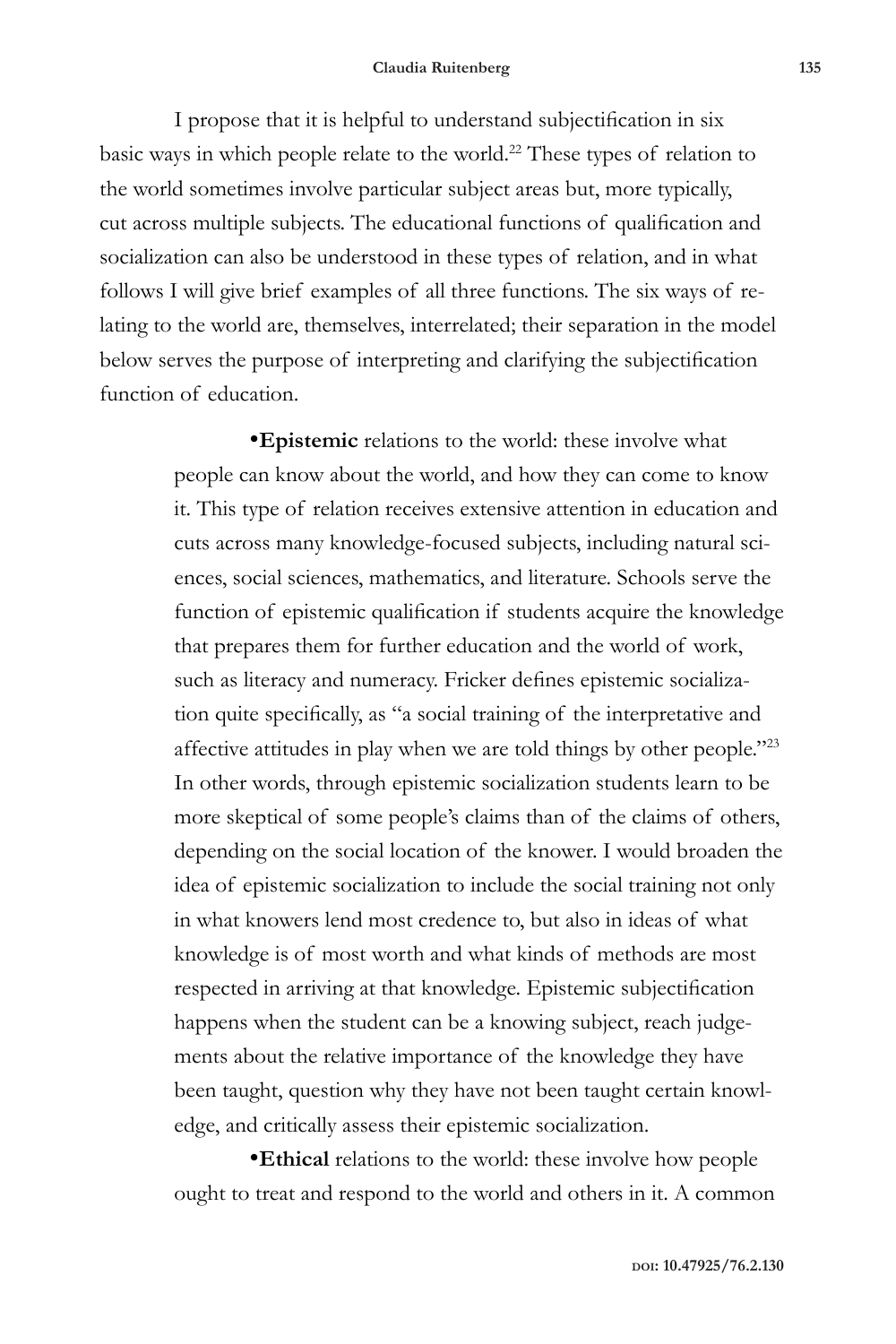I propose that it is helpful to understand subjectification in six basic ways in which people relate to the world.[22] These types of relation to the world sometimes involve particular subject areas but, more typically, cut across multiple subjects. The educational functions of qualification and socialization can also be understood in these types of relation, and in what follows I will give brief examples of all three functions. The six ways of relating to the world are, themselves, interrelated; their separation in the model below serves the purpose of interpreting and clarifying the subjectification function of education.

- **Epistemic** relations to the world: these involve what people can know about the world, and how they can come to know it. This type of relation receives extensive attention in education and cuts across many knowledge-focused subjects, including natural sciences, social sciences, mathematics, and literature. Schools serve the function of epistemic qualification if students acquire the knowledge that prepares them for further education and the world of work, such as literacy and numeracy. Fricker defines epistemic socialization quite specifically, as "a social training of the interpretative and affective attitudes in play when we are told things by other people."[23] In other words, through epistemic socialization students learn to be more skeptical of some people's claims than of the claims of others, depending on the social location of the knower. I would broaden the idea of epistemic socialization to include the social training not only in what knowers lend most credence to, but also in ideas of what knowledge is of most worth and what kinds of methods are most respected in arriving at that knowledge. Epistemic subjectification happens when the student can be a knowing subject, reach judgements about the relative importance of the knowledge they have been taught, question why they have not been taught certain knowledge, and critically assess their epistemic socialization.

- **Ethical** relations to the world: these involve how people ought to treat and respond to the world and others in it. A common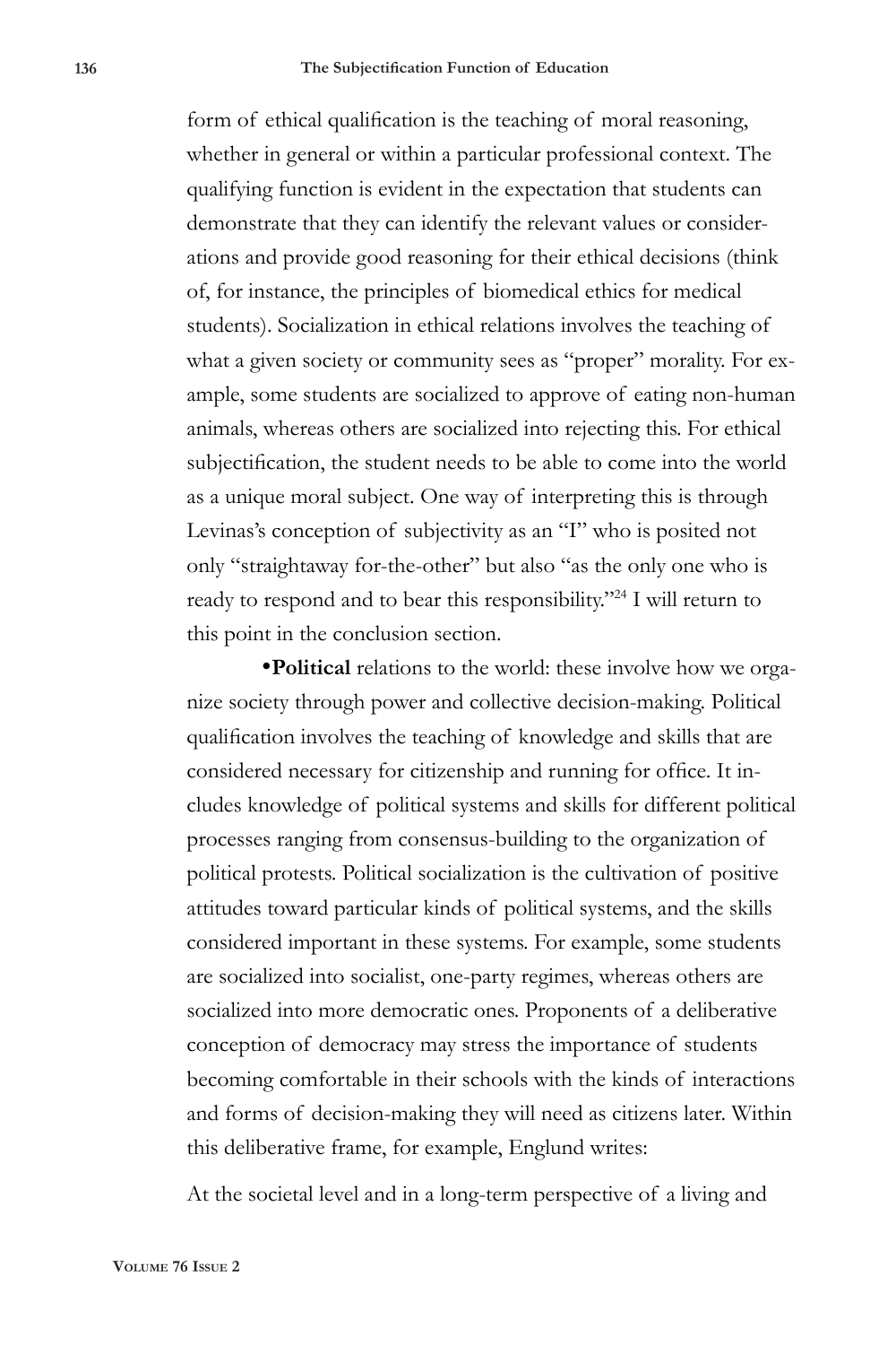form of ethical qualification is the teaching of moral reasoning, whether in general or within a particular professional context. The qualifying function is evident in the expectation that students can demonstrate that they can identify the relevant values or considerations and provide good reasoning for their ethical decisions (think of, for instance, the principles of biomedical ethics for medical students). Socialization in ethical relations involves the teaching of what a given society or community sees as "proper" morality. For example, some students are socialized to approve of eating non-human animals, whereas others are socialized into rejecting this. For ethical subjectification, the student needs to be able to come into the world as a unique moral subject. One way of interpreting this is through Levinas's conception of subjectivity as an "I" who is posited not only "straightaway for-the-other" but also "as the only one who is ready to respond and to bear this responsibility."[24] I will return to this point in the conclusion section.

- **Political** relations to the world: these involve how we organize society through power and collective decision-making. Political qualification involves the teaching of knowledge and skills that are considered necessary for citizenship and running for office. It includes knowledge of political systems and skills for different political processes ranging from consensus-building to the organization of political protests. Political socialization is the cultivation of positive attitudes toward particular kinds of political systems, and the skills considered important in these systems. For example, some students are socialized into socialist, one-party regimes, whereas others are socialized into more democratic ones. Proponents of a deliberative conception of democracy may stress the importance of students becoming comfortable in their schools with the kinds of interactions and forms of decision-making they will need as citizens later. Within this deliberative frame, for example, Englund writes:

At the societal level and in a long-term perspective of a living and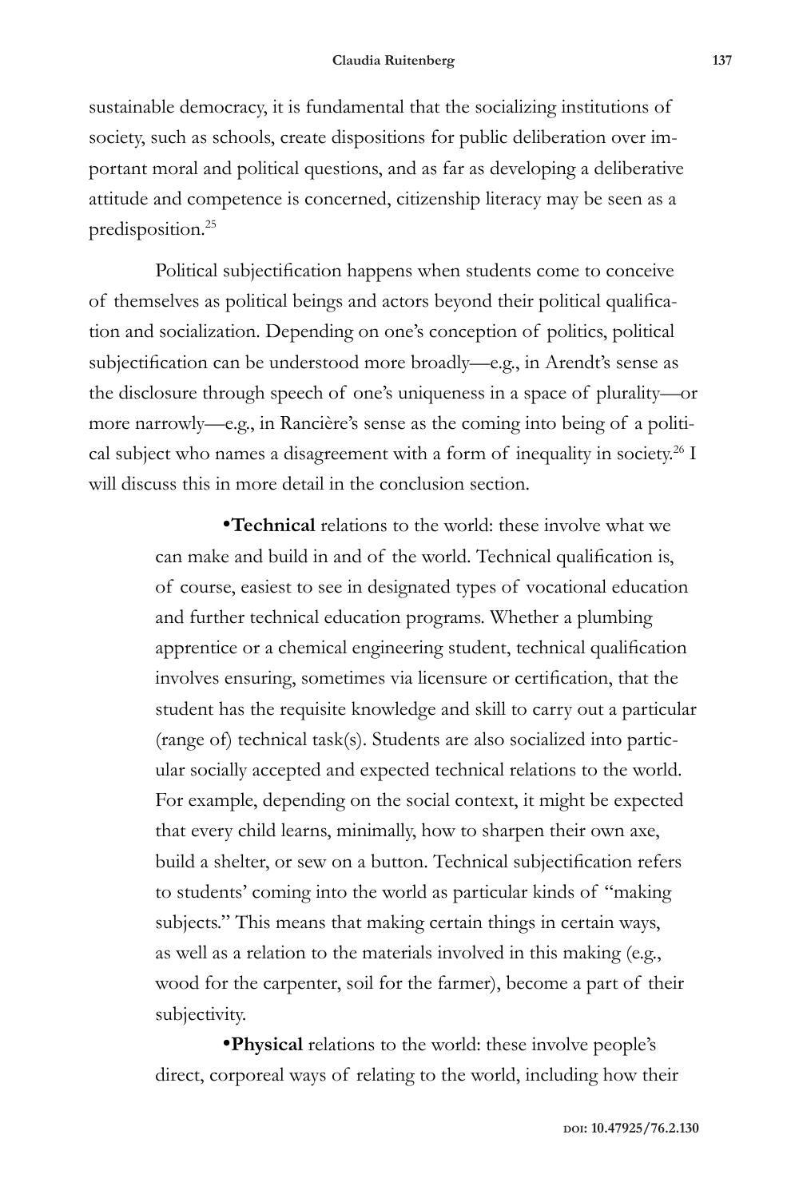sustainable democracy, it is fundamental that the socializing institutions of society, such as schools, create dispositions for public deliberation over important moral and political questions, and as far as developing a deliberative attitude and competence is concerned, citizenship literacy may be seen as a predisposition.[25]

Political subjectification happens when students come to conceive of themselves as political beings and actors beyond their political qualification and socialization. Depending on one's conception of politics, political subjectification can be understood more broadly—e.g., in Arendt's sense as the disclosure through speech of one's uniqueness in a space of plurality—or more narrowly—e.g., in Rancière's sense as the coming into being of a political subject who names a disagreement with a form of inequality in society.[26] I will discuss this in more detail in the conclusion section.

> •**Technical** relations to the world: these involve what we can make and build in and of the world. Technical qualification is, of course, easiest to see in designated types of vocational education and further technical education programs. Whether a plumbing apprentice or a chemical engineering student, technical qualification involves ensuring, sometimes via licensure or certification, that the student has the requisite knowledge and skill to carry out a particular (range of) technical task(s). Students are also socialized into particular socially accepted and expected technical relations to the world. For example, depending on the social context, it might be expected that every child learns, minimally, how to sharpen their own axe, build a shelter, or sew on a button. Technical subjectification refers to students' coming into the world as particular kinds of "making subjects." This means that making certain things in certain ways, as well as a relation to the materials involved in this making (e.g., wood for the carpenter, soil for the farmer), become a part of their subjectivity.
>
> •**Physical** relations to the world: these involve people's direct, corporeal ways of relating to the world, including how their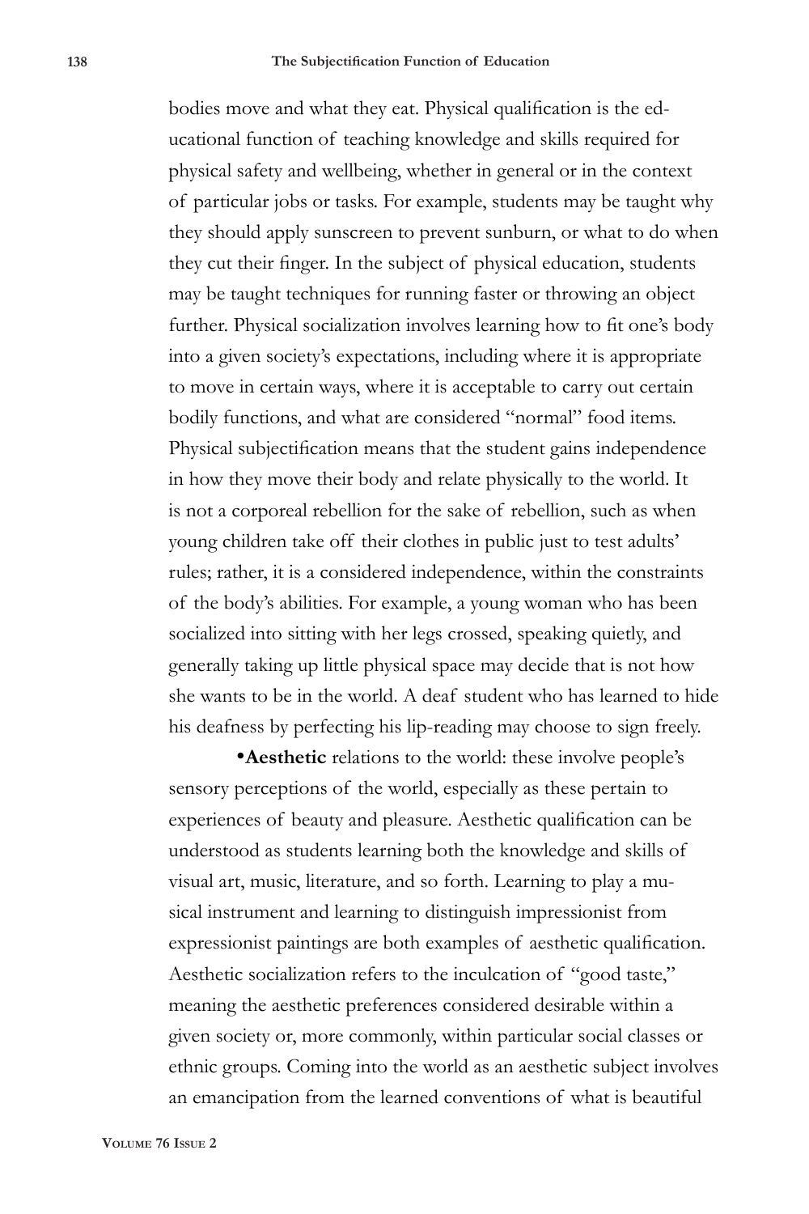bodies move and what they eat. Physical qualification is the educational function of teaching knowledge and skills required for physical safety and wellbeing, whether in general or in the context of particular jobs or tasks. For example, students may be taught why they should apply sunscreen to prevent sunburn, or what to do when they cut their finger. In the subject of physical education, students may be taught techniques for running faster or throwing an object further. Physical socialization involves learning how to fit one's body into a given society's expectations, including where it is appropriate to move in certain ways, where it is acceptable to carry out certain bodily functions, and what are considered "normal" food items. Physical subjectification means that the student gains independence in how they move their body and relate physically to the world. It is not a corporeal rebellion for the sake of rebellion, such as when young children take off their clothes in public just to test adults' rules; rather, it is a considered independence, within the constraints of the body's abilities. For example, a young woman who has been socialized into sitting with her legs crossed, speaking quietly, and generally taking up little physical space may decide that is not how she wants to be in the world. A deaf student who has learned to hide his deafness by perfecting his lip-reading may choose to sign freely.

- **Aesthetic** relations to the world: these involve people's sensory perceptions of the world, especially as these pertain to experiences of beauty and pleasure. Aesthetic qualification can be understood as students learning both the knowledge and skills of visual art, music, literature, and so forth. Learning to play a musical instrument and learning to distinguish impressionist from expressionist paintings are both examples of aesthetic qualification. Aesthetic socialization refers to the inculcation of "good taste," meaning the aesthetic preferences considered desirable within a given society or, more commonly, within particular social classes or ethnic groups. Coming into the world as an aesthetic subject involves an emancipation from the learned conventions of what is beautiful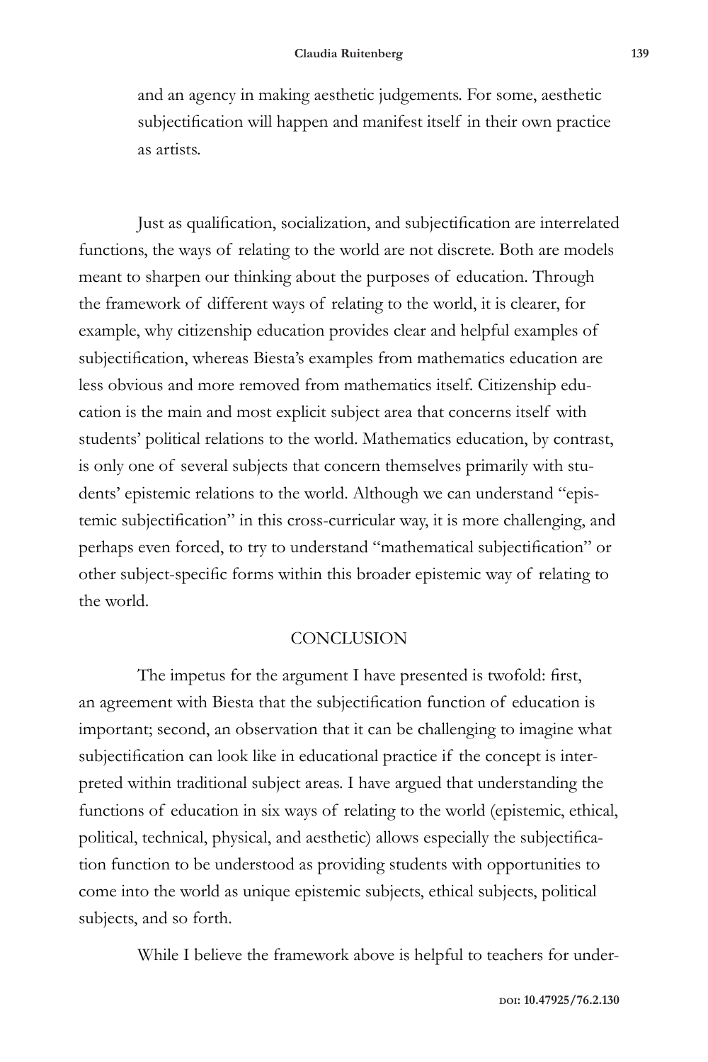and an agency in making aesthetic judgements. For some, aesthetic subjectification will happen and manifest itself in their own practice as artists.

Just as qualification, socialization, and subjectification are interrelated functions, the ways of relating to the world are not discrete. Both are models meant to sharpen our thinking about the purposes of education. Through the framework of different ways of relating to the world, it is clearer, for example, why citizenship education provides clear and helpful examples of subjectification, whereas Biesta's examples from mathematics education are less obvious and more removed from mathematics itself. Citizenship education is the main and most explicit subject area that concerns itself with students' political relations to the world. Mathematics education, by contrast, is only one of several subjects that concern themselves primarily with students' epistemic relations to the world. Although we can understand "epistemic subjectification" in this cross-curricular way, it is more challenging, and perhaps even forced, to try to understand "mathematical subjectification" or other subject-specific forms within this broader epistemic way of relating to the world.

## CONCLUSION

The impetus for the argument I have presented is twofold: first, an agreement with Biesta that the subjectification function of education is important; second, an observation that it can be challenging to imagine what subjectification can look like in educational practice if the concept is interpreted within traditional subject areas. I have argued that understanding the functions of education in six ways of relating to the world (epistemic, ethical, political, technical, physical, and aesthetic) allows especially the subjectification function to be understood as providing students with opportunities to come into the world as unique epistemic subjects, ethical subjects, political subjects, and so forth.

While I believe the framework above is helpful to teachers for under-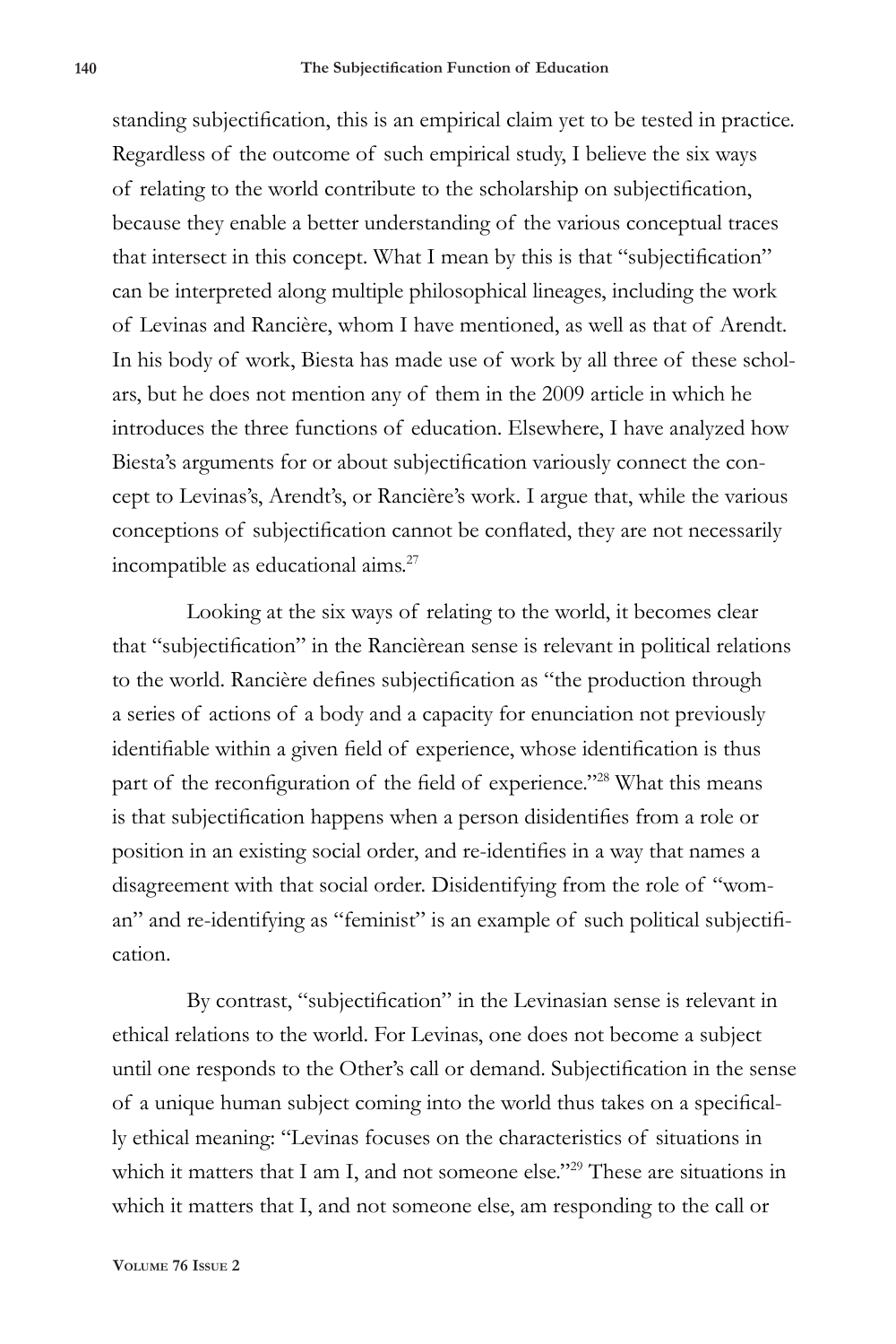standing subjectification, this is an empirical claim yet to be tested in practice. Regardless of the outcome of such empirical study, I believe the six ways of relating to the world contribute to the scholarship on subjectification, because they enable a better understanding of the various conceptual traces that intersect in this concept. What I mean by this is that "subjectification" can be interpreted along multiple philosophical lineages, including the work of Levinas and Rancière, whom I have mentioned, as well as that of Arendt. In his body of work, Biesta has made use of work by all three of these scholars, but he does not mention any of them in the 2009 article in which he introduces the three functions of education. Elsewhere, I have analyzed how Biesta's arguments for or about subjectification variously connect the concept to Levinas's, Arendt's, or Rancière's work. I argue that, while the various conceptions of subjectification cannot be conflated, they are not necessarily incompatible as educational aims.[27]

Looking at the six ways of relating to the world, it becomes clear that "subjectification" in the Rancièrean sense is relevant in political relations to the world. Rancière defines subjectification as "the production through a series of actions of a body and a capacity for enunciation not previously identifiable within a given field of experience, whose identification is thus part of the reconfiguration of the field of experience."[28] What this means is that subjectification happens when a person disidentifies from a role or position in an existing social order, and re-identifies in a way that names a disagreement with that social order. Disidentifying from the role of "woman" and re-identifying as "feminist" is an example of such political subjectification.

By contrast, "subjectification" in the Levinasian sense is relevant in ethical relations to the world. For Levinas, one does not become a subject until one responds to the Other's call or demand. Subjectification in the sense of a unique human subject coming into the world thus takes on a specifically ethical meaning: "Levinas focuses on the characteristics of situations in which it matters that I am I, and not someone else."[29] These are situations in which it matters that I, and not someone else, am responding to the call or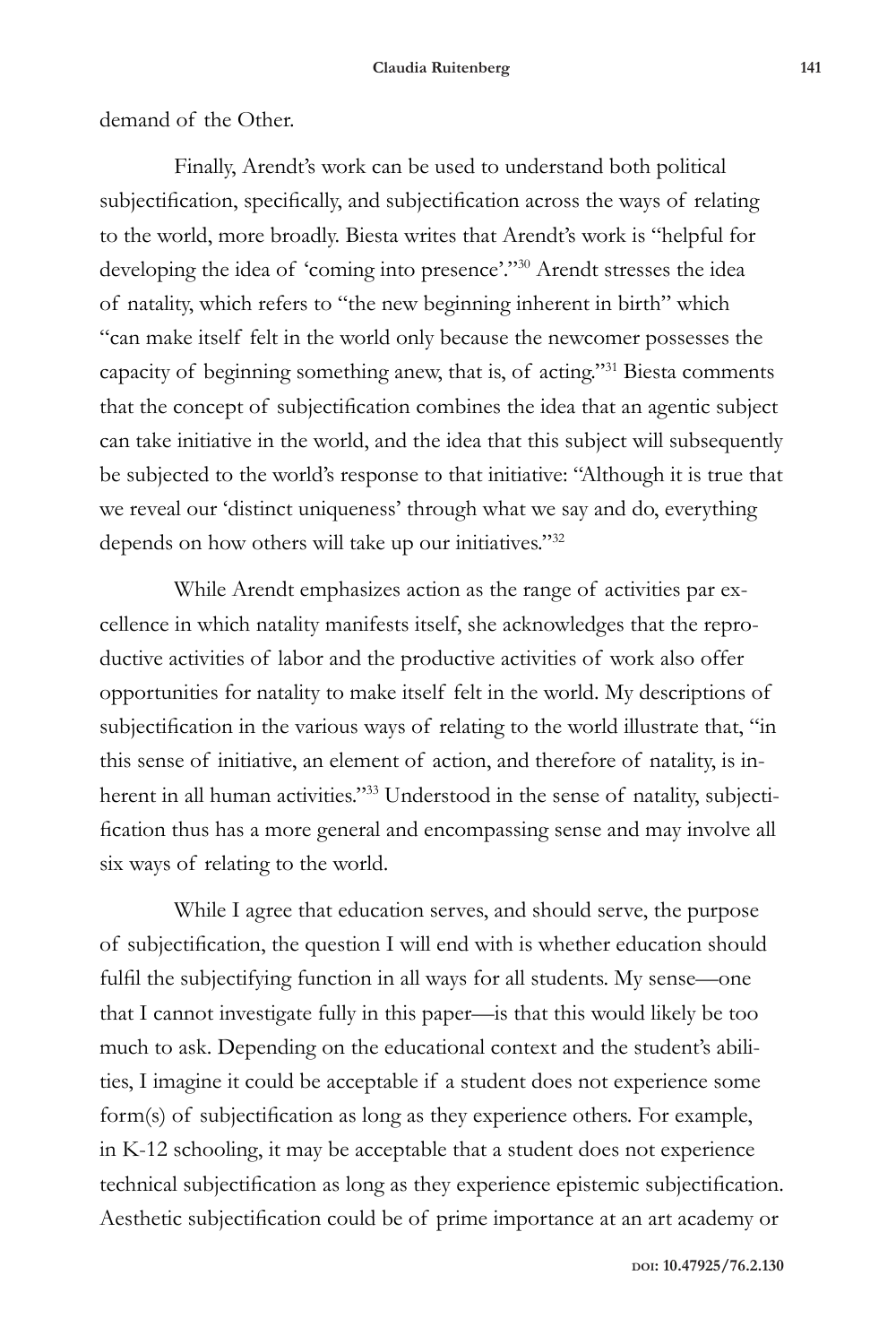demand of the Other.

Finally, Arendt's work can be used to understand both political subjectification, specifically, and subjectification across the ways of relating to the world, more broadly. Biesta writes that Arendt's work is "helpful for developing the idea of 'coming into presence'."[30] Arendt stresses the idea of natality, which refers to "the new beginning inherent in birth" which "can make itself felt in the world only because the newcomer possesses the capacity of beginning something anew, that is, of acting."[31] Biesta comments that the concept of subjectification combines the idea that an agentic subject can take initiative in the world, and the idea that this subject will subsequently be subjected to the world's response to that initiative: "Although it is true that we reveal our 'distinct uniqueness' through what we say and do, everything depends on how others will take up our initiatives."[32]

While Arendt emphasizes action as the range of activities par excellence in which natality manifests itself, she acknowledges that the reproductive activities of labor and the productive activities of work also offer opportunities for natality to make itself felt in the world. My descriptions of subjectification in the various ways of relating to the world illustrate that, "in this sense of initiative, an element of action, and therefore of natality, is inherent in all human activities."[33] Understood in the sense of natality, subjectification thus has a more general and encompassing sense and may involve all six ways of relating to the world.

While I agree that education serves, and should serve, the purpose of subjectification, the question I will end with is whether education should fulfil the subjectifying function in all ways for all students. My sense—one that I cannot investigate fully in this paper—is that this would likely be too much to ask. Depending on the educational context and the student's abilities, I imagine it could be acceptable if a student does not experience some form(s) of subjectification as long as they experience others. For example, in K-12 schooling, it may be acceptable that a student does not experience technical subjectification as long as they experience epistemic subjectification. Aesthetic subjectification could be of prime importance at an art academy or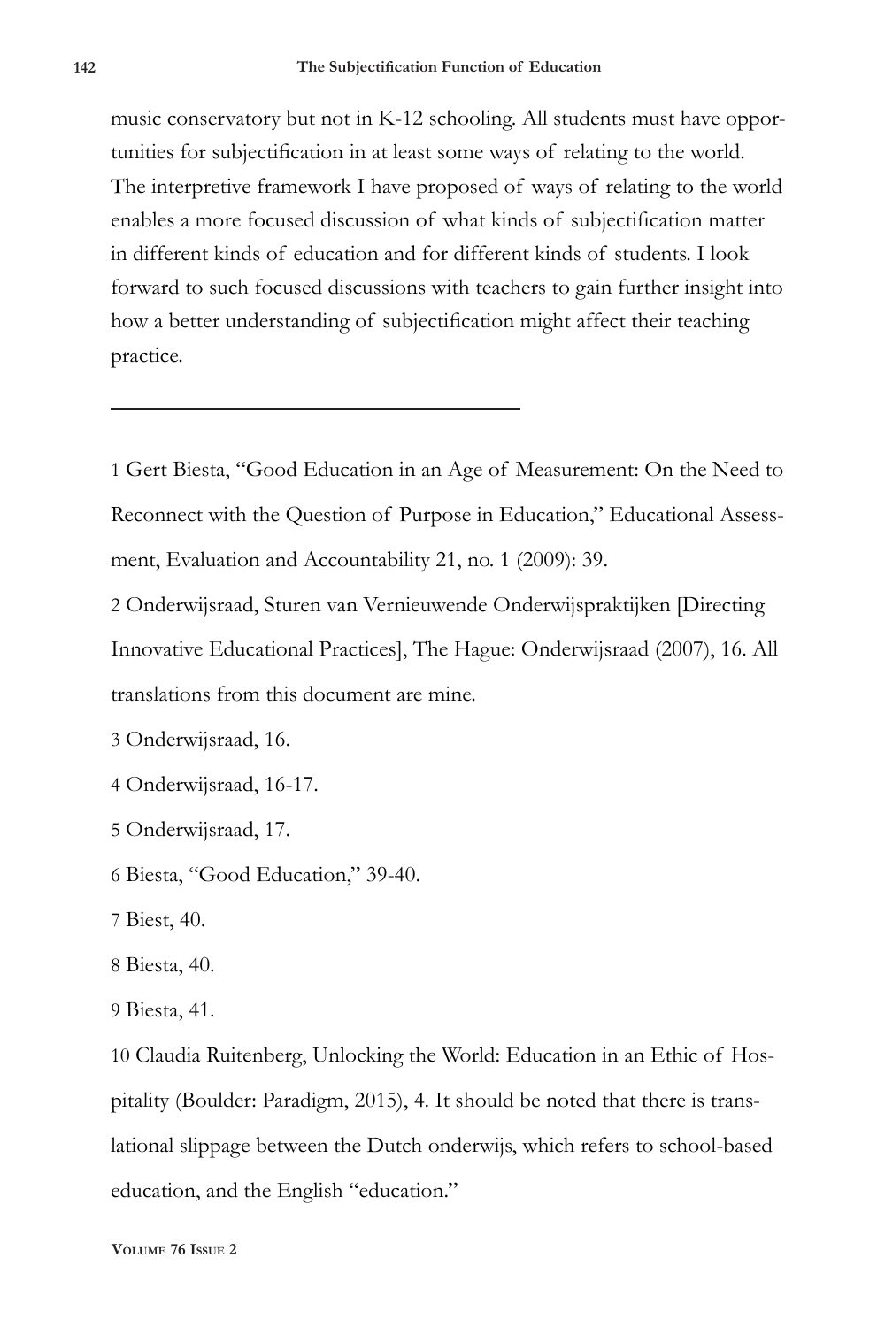music conservatory but not in K-12 schooling. All students must have opportunities for subjectification in at least some ways of relating to the world. The interpretive framework I have proposed of ways of relating to the world enables a more focused discussion of what kinds of subjectification matter in different kinds of education and for different kinds of students. I look forward to such focused discussions with teachers to gain further insight into how a better understanding of subjectification might affect their teaching practice.

---

1 Gert Biesta, "Good Education in an Age of Measurement: On the Need to Reconnect with the Question of Purpose in Education," Educational Assessment, Evaluation and Accountability 21, no. 1 (2009): 39.

2 Onderwijsraad, Sturen van Vernieuwende Onderwijspraktijken [Directing Innovative Educational Practices], The Hague: Onderwijsraad (2007), 16. All translations from this document are mine.

3 Onderwijsraad, 16.

4 Onderwijsraad, 16-17.

5 Onderwijsraad, 17.

6 Biesta, "Good Education," 39-40.

7 Biest, 40.

8 Biesta, 40.

9 Biesta, 41.

10 Claudia Ruitenberg, Unlocking the World: Education in an Ethic of Hospitality (Boulder: Paradigm, 2015), 4. It should be noted that there is translational slippage between the Dutch onderwijs, which refers to school-based education, and the English "education."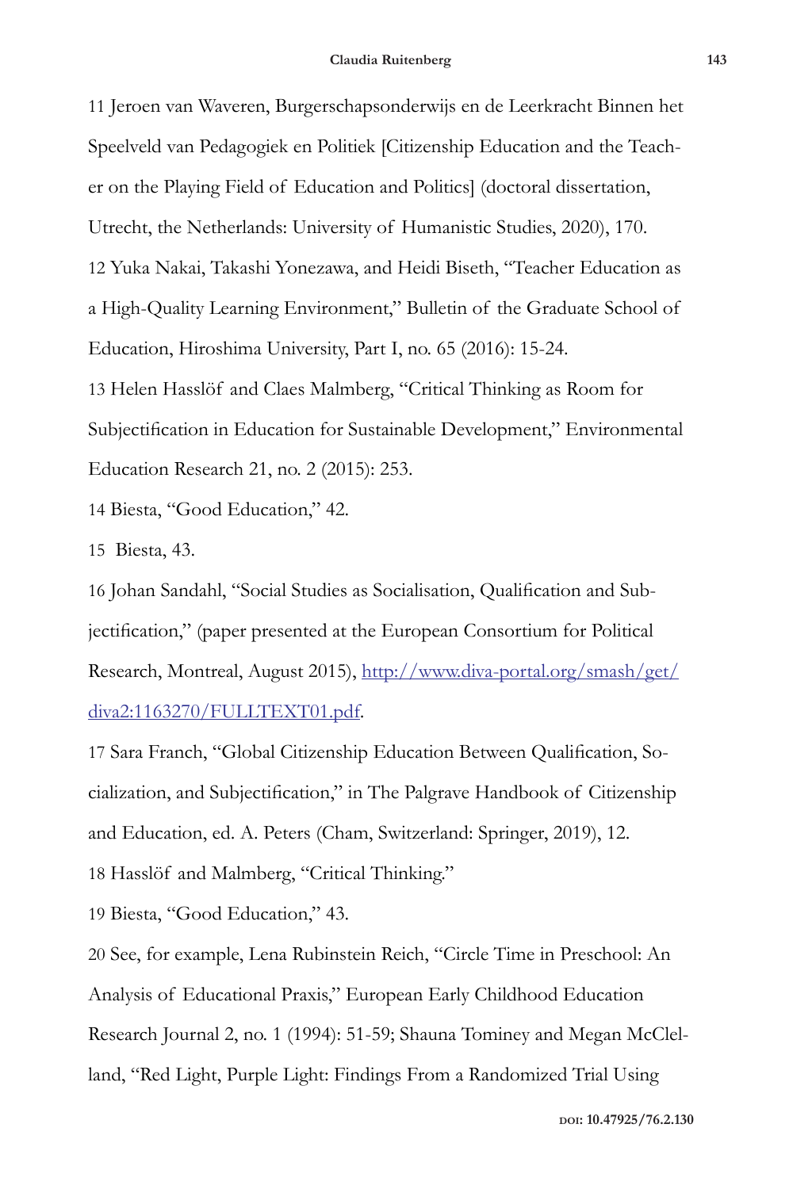11 Jeroen van Waveren, Burgerschapsonderwijs en de Leerkracht Binnen het Speelveld van Pedagogiek en Politiek [Citizenship Education and the Teacher on the Playing Field of Education and Politics] (doctoral dissertation, Utrecht, the Netherlands: University of Humanistic Studies, 2020), 170.

12 Yuka Nakai, Takashi Yonezawa, and Heidi Biseth, "Teacher Education as a High-Quality Learning Environment," Bulletin of the Graduate School of Education, Hiroshima University, Part I, no. 65 (2016): 15-24.

13 Helen Hasslöf and Claes Malmberg, "Critical Thinking as Room for Subjectification in Education for Sustainable Development," Environmental Education Research 21, no. 2 (2015): 253.

14 Biesta, "Good Education," 42.

15 Biesta, 43.

16 Johan Sandahl, "Social Studies as Socialisation, Qualification and Subjectification," (paper presented at the European Consortium for Political Research, Montreal, August 2015), [http://www.diva-portal.org/smash/get/diva2:1163270/FULLTEXT01.pdf](http://www.diva-portal.org/smash/get/diva2:1163270/FULLTEXT01.pdf).

17 Sara Franch, "Global Citizenship Education Between Qualification, Socialization, and Subjectification," in The Palgrave Handbook of Citizenship and Education, ed. A. Peters (Cham, Switzerland: Springer, 2019), 12.

18 Hasslöf and Malmberg, "Critical Thinking."

19 Biesta, "Good Education," 43.

20 See, for example, Lena Rubinstein Reich, "Circle Time in Preschool: An Analysis of Educational Praxis," European Early Childhood Education Research Journal 2, no. 1 (1994): 51-59; Shauna Tominey and Megan McClelland, "Red Light, Purple Light: Findings From a Randomized Trial Using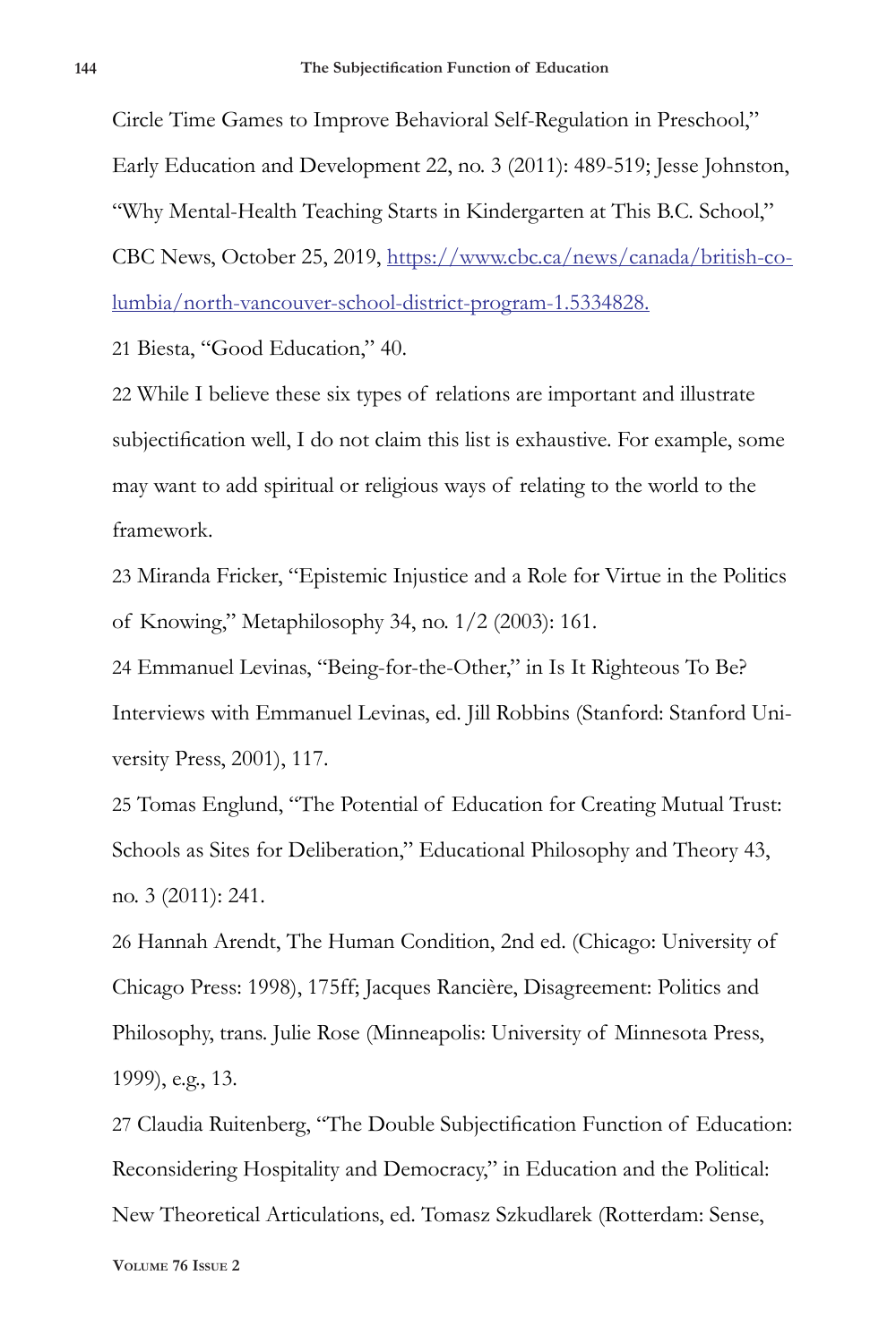Circle Time Games to Improve Behavioral Self-Regulation in Preschool," Early Education and Development 22, no. 3 (2011): 489-519; Jesse Johnston, "Why Mental-Health Teaching Starts in Kindergarten at This B.C. School," CBC News, October 25, 2019, https://www.cbc.ca/news/canada/british-columbia/north-vancouver-school-district-program-1.5334828.

21 Biesta, "Good Education," 40.

22 While I believe these six types of relations are important and illustrate subjectification well, I do not claim this list is exhaustive. For example, some may want to add spiritual or religious ways of relating to the world to the framework.

23 Miranda Fricker, "Epistemic Injustice and a Role for Virtue in the Politics of Knowing," Metaphilosophy 34, no. 1/2 (2003): 161.

24 Emmanuel Levinas, "Being-for-the-Other," in Is It Righteous To Be? Interviews with Emmanuel Levinas, ed. Jill Robbins (Stanford: Stanford University Press, 2001), 117.

25 Tomas Englund, "The Potential of Education for Creating Mutual Trust: Schools as Sites for Deliberation," Educational Philosophy and Theory 43, no. 3 (2011): 241.

26 Hannah Arendt, The Human Condition, 2nd ed. (Chicago: University of Chicago Press: 1998), 175ff; Jacques Rancière, Disagreement: Politics and Philosophy, trans. Julie Rose (Minneapolis: University of Minnesota Press, 1999), e.g., 13.

27 Claudia Ruitenberg, "The Double Subjectification Function of Education: Reconsidering Hospitality and Democracy," in Education and the Political: New Theoretical Articulations, ed. Tomasz Szkudlarek (Rotterdam: Sense,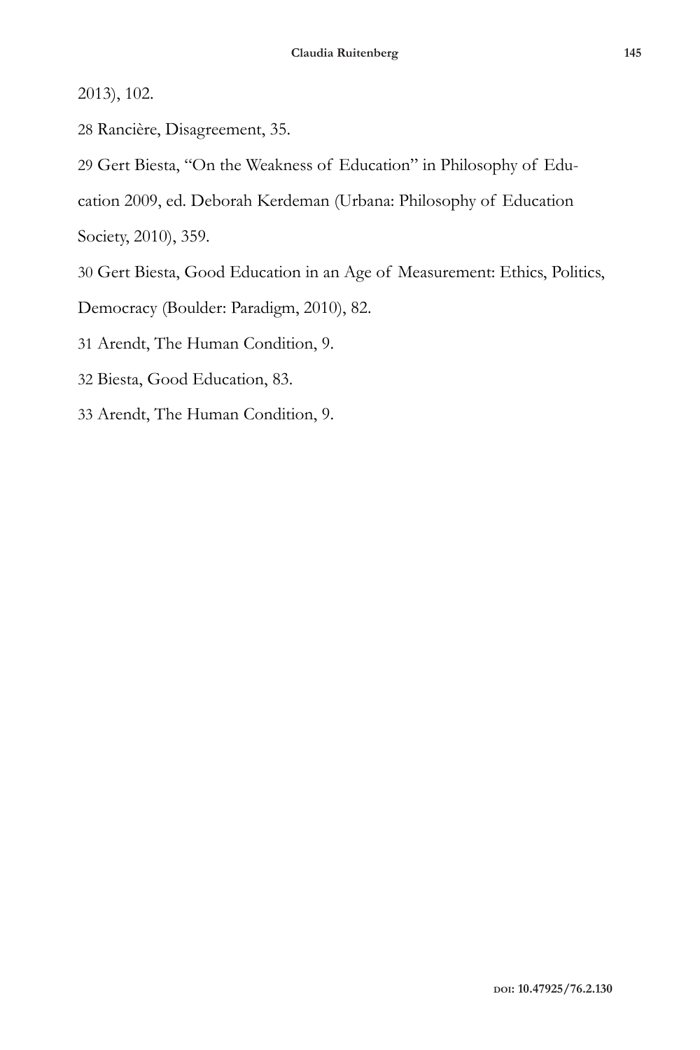2013), 102.

28 Rancière, Disagreement, 35.

29 Gert Biesta, "On the Weakness of Education" in Philosophy of Education 2009, ed. Deborah Kerdeman (Urbana: Philosophy of Education Society, 2010), 359.

30 Gert Biesta, Good Education in an Age of Measurement: Ethics, Politics, Democracy (Boulder: Paradigm, 2010), 82.

31 Arendt, The Human Condition, 9.

32 Biesta, Good Education, 83.

33 Arendt, The Human Condition, 9.